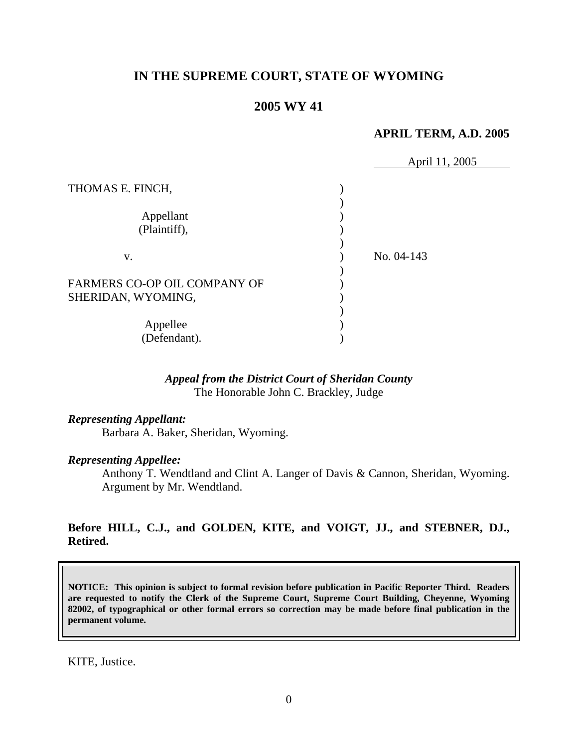# IN THE SUPREME COURT, STATE OF WYOMING

## 2005 WY 41

**APRIL TERM, A.D. 2005**

April 11, 2005

THOMAS E. FINCH,

Appellant
(Plaintiff),

v.

FARMERS CO-OP OIL COMPANY OF SHERIDAN, WYOMING,

Appellee
(Defendant).

No. 04-143

*Appeal from the District Court of Sheridan County*
The Honorable John C. Brackley, Judge

*Representing Appellant:*
Barbara A. Baker, Sheridan, Wyoming.

*Representing Appellee:*
Anthony T. Wendtland and Clint A. Langer of Davis & Cannon, Sheridan, Wyoming. Argument by Mr. Wendtland.

**Before HILL, C.J., and GOLDEN, KITE, and VOIGT, JJ., and STEBNER, DJ., Retired.**

**NOTICE: This opinion is subject to formal revision before publication in Pacific Reporter Third. Readers are requested to notify the Clerk of the Supreme Court, Supreme Court Building, Cheyenne, Wyoming 82002, of typographical or other formal errors so correction may be made before final publication in the permanent volume.**

KITE, Justice.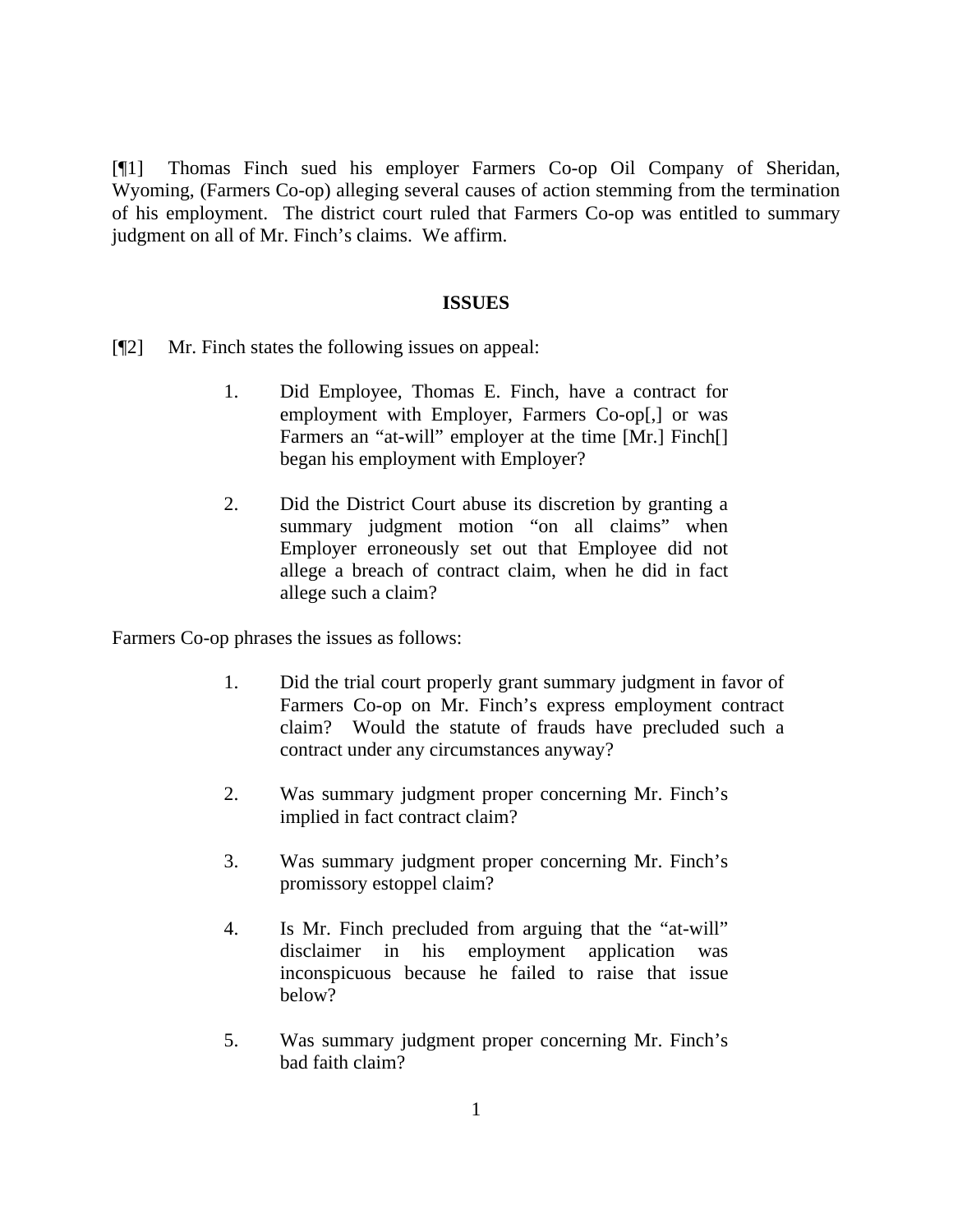[¶1] Thomas Finch sued his employer Farmers Co-op Oil Company of Sheridan, Wyoming, (Farmers Co-op) alleging several causes of action stemming from the termination of his employment. The district court ruled that Farmers Co-op was entitled to summary judgment on all of Mr. Finch's claims. We affirm.

## ISSUES

[¶2] Mr. Finch states the following issues on appeal:

> 1. Did Employee, Thomas E. Finch, have a contract for employment with Employer, Farmers Co-op[,] or was Farmers an "at-will" employer at the time [Mr.] Finch[] began his employment with Employer?
>
> 2. Did the District Court abuse its discretion by granting a summary judgment motion "on all claims" when Employer erroneously set out that Employee did not allege a breach of contract claim, when he did in fact allege such a claim?

Farmers Co-op phrases the issues as follows:

> 1. Did the trial court properly grant summary judgment in favor of Farmers Co-op on Mr. Finch's express employment contract claim? Would the statute of frauds have precluded such a contract under any circumstances anyway?
>
> 2. Was summary judgment proper concerning Mr. Finch's implied in fact contract claim?
>
> 3. Was summary judgment proper concerning Mr. Finch's promissory estoppel claim?
>
> 4. Is Mr. Finch precluded from arguing that the "at-will" disclaimer in his employment application was inconspicuous because he failed to raise that issue below?
>
> 5. Was summary judgment proper concerning Mr. Finch's bad faith claim?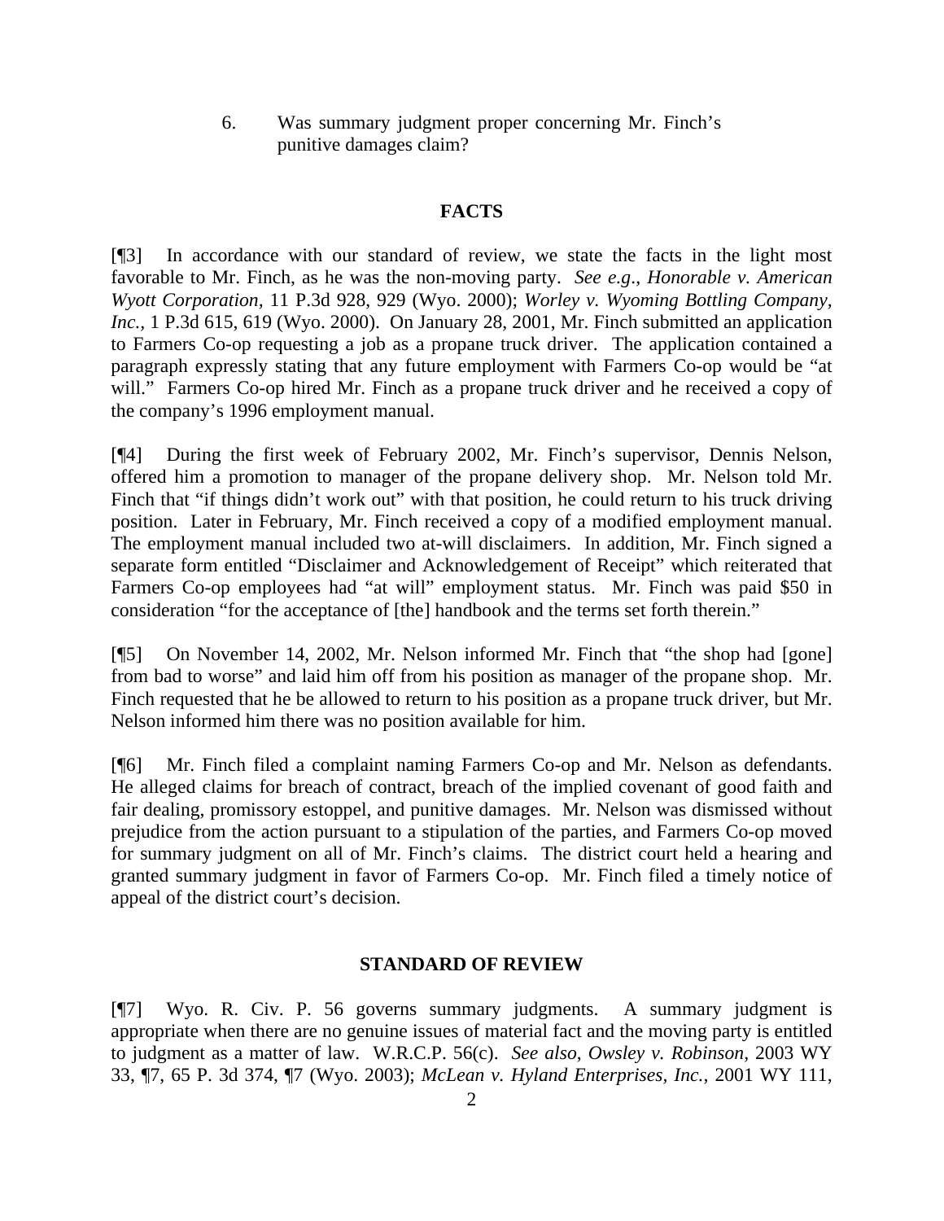6. Was summary judgment proper concerning Mr. Finch's punitive damages claim?

## FACTS

[¶3] In accordance with our standard of review, we state the facts in the light most favorable to Mr. Finch, as he was the non-moving party. *See e.g*., *Honorable v. American Wyott Corporation*, 11 P.3d 928, 929 (Wyo. 2000); *Worley v. Wyoming Bottling Company, Inc.*, 1 P.3d 615, 619 (Wyo. 2000). On January 28, 2001, Mr. Finch submitted an application to Farmers Co-op requesting a job as a propane truck driver. The application contained a paragraph expressly stating that any future employment with Farmers Co-op would be "at will." Farmers Co-op hired Mr. Finch as a propane truck driver and he received a copy of the company's 1996 employment manual.

[¶4] During the first week of February 2002, Mr. Finch's supervisor, Dennis Nelson, offered him a promotion to manager of the propane delivery shop. Mr. Nelson told Mr. Finch that "if things didn't work out" with that position, he could return to his truck driving position. Later in February, Mr. Finch received a copy of a modified employment manual. The employment manual included two at-will disclaimers. In addition, Mr. Finch signed a separate form entitled "Disclaimer and Acknowledgement of Receipt" which reiterated that Farmers Co-op employees had "at will" employment status. Mr. Finch was paid $50 in consideration "for the acceptance of [the] handbook and the terms set forth therein."

[¶5] On November 14, 2002, Mr. Nelson informed Mr. Finch that "the shop had [gone] from bad to worse" and laid him off from his position as manager of the propane shop. Mr. Finch requested that he be allowed to return to his position as a propane truck driver, but Mr. Nelson informed him there was no position available for him.

[¶6] Mr. Finch filed a complaint naming Farmers Co-op and Mr. Nelson as defendants. He alleged claims for breach of contract, breach of the implied covenant of good faith and fair dealing, promissory estoppel, and punitive damages. Mr. Nelson was dismissed without prejudice from the action pursuant to a stipulation of the parties, and Farmers Co-op moved for summary judgment on all of Mr. Finch's claims. The district court held a hearing and granted summary judgment in favor of Farmers Co-op. Mr. Finch filed a timely notice of appeal of the district court's decision.

## STANDARD OF REVIEW

[¶7] Wyo. R. Civ. P. 56 governs summary judgments. A summary judgment is appropriate when there are no genuine issues of material fact and the moving party is entitled to judgment as a matter of law. W.R.C.P. 56(c). *See also*, *Owsley v. Robinson*, 2003 WY 33, ¶7, 65 P. 3d 374, ¶7 (Wyo. 2003); *McLean v. Hyland Enterprises, Inc.*, 2001 WY 111,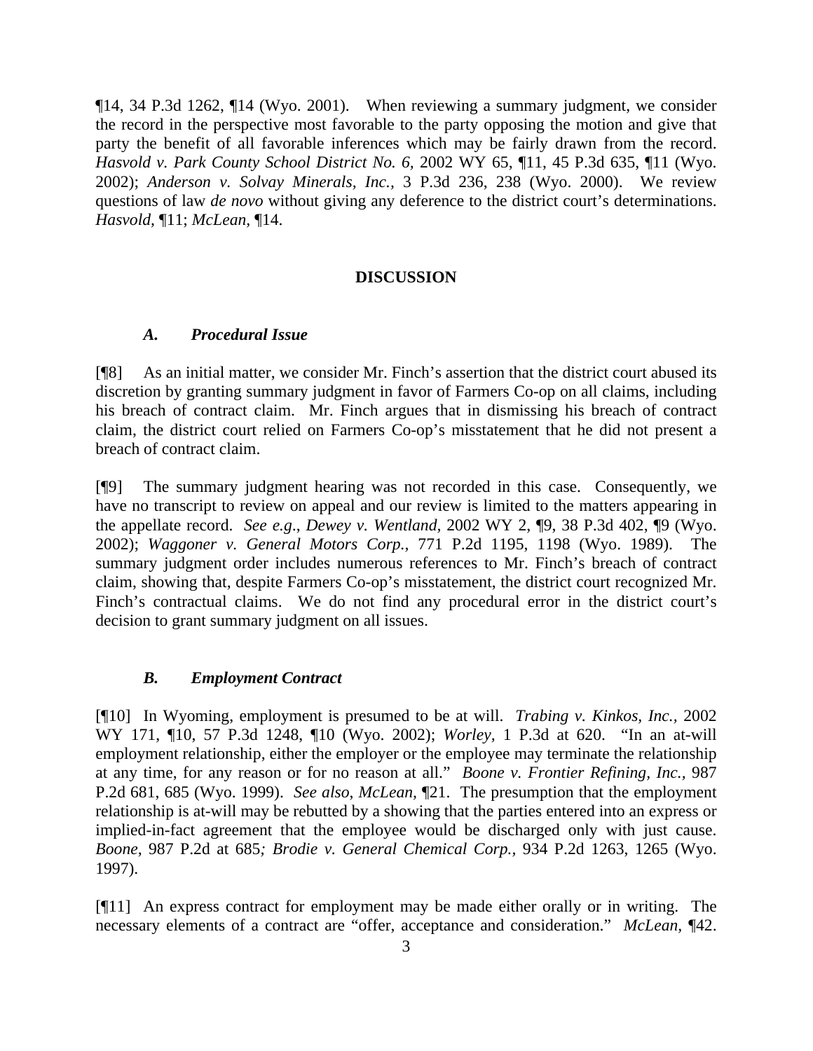¶14, 34 P.3d 1262, ¶14 (Wyo. 2001). When reviewing a summary judgment, we consider the record in the perspective most favorable to the party opposing the motion and give that party the benefit of all favorable inferences which may be fairly drawn from the record. *Hasvold v. Park County School District No. 6,* 2002 WY 65, ¶11, 45 P.3d 635, ¶11 (Wyo. 2002); *Anderson v. Solvay Minerals, Inc.,* 3 P.3d 236, 238 (Wyo. 2000). We review questions of law *de novo* without giving any deference to the district court's determinations. *Hasvold,* ¶11; *McLean,* ¶14.

## DISCUSSION

### *A. Procedural Issue*

[¶8] As an initial matter, we consider Mr. Finch's assertion that the district court abused its discretion by granting summary judgment in favor of Farmers Co-op on all claims, including his breach of contract claim. Mr. Finch argues that in dismissing his breach of contract claim, the district court relied on Farmers Co-op's misstatement that he did not present a breach of contract claim.

[¶9] The summary judgment hearing was not recorded in this case. Consequently, we have no transcript to review on appeal and our review is limited to the matters appearing in the appellate record. *See e.g., Dewey v. Wentland,* 2002 WY 2, ¶9, 38 P.3d 402, ¶9 (Wyo. 2002); *Waggoner v. General Motors Corp.,* 771 P.2d 1195, 1198 (Wyo. 1989). The summary judgment order includes numerous references to Mr. Finch's breach of contract claim, showing that, despite Farmers Co-op's misstatement, the district court recognized Mr. Finch's contractual claims. We do not find any procedural error in the district court's decision to grant summary judgment on all issues.

### *B. Employment Contract*

[¶10] In Wyoming, employment is presumed to be at will. *Trabing v. Kinkos, Inc.,* 2002 WY 171, ¶10, 57 P.3d 1248, ¶10 (Wyo. 2002); *Worley,* 1 P.3d at 620. "In an at-will employment relationship, either the employer or the employee may terminate the relationship at any time, for any reason or for no reason at all." *Boone v. Frontier Refining, Inc.,* 987 P.2d 681, 685 (Wyo. 1999). *See also, McLean,* ¶21. The presumption that the employment relationship is at-will may be rebutted by a showing that the parties entered into an express or implied-in-fact agreement that the employee would be discharged only with just cause. *Boone,* 987 P.2d at 685*; Brodie v. General Chemical Corp.,* 934 P.2d 1263, 1265 (Wyo. 1997).

[¶11] An express contract for employment may be made either orally or in writing. The necessary elements of a contract are "offer, acceptance and consideration." *McLean*, ¶42.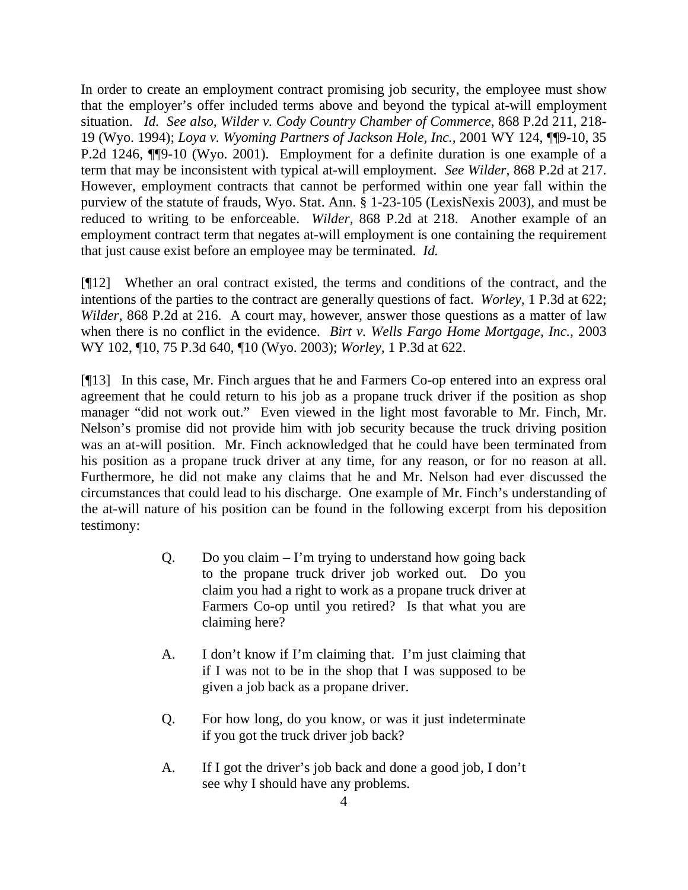In order to create an employment contract promising job security, the employee must show that the employer's offer included terms above and beyond the typical at-will employment situation. *Id. See also, Wilder v. Cody Country Chamber of Commerce*, 868 P.2d 211, 218-19 (Wyo. 1994); *Loya v. Wyoming Partners of Jackson Hole, Inc.,* 2001 WY 124, ¶¶9-10, 35 P.2d 1246, ¶¶9-10 (Wyo. 2001). Employment for a definite duration is one example of a term that may be inconsistent with typical at-will employment. *See Wilder,* 868 P.2d at 217. However, employment contracts that cannot be performed within one year fall within the purview of the statute of frauds, Wyo. Stat. Ann. § 1-23-105 (LexisNexis 2003), and must be reduced to writing to be enforceable. *Wilder,* 868 P.2d at 218. Another example of an employment contract term that negates at-will employment is one containing the requirement that just cause exist before an employee may be terminated. *Id.*

[¶12] Whether an oral contract existed, the terms and conditions of the contract, and the intentions of the parties to the contract are generally questions of fact. *Worley,* 1 P.3d at 622; *Wilder*, 868 P.2d at 216. A court may, however, answer those questions as a matter of law when there is no conflict in the evidence. *Birt v. Wells Fargo Home Mortgage, Inc.,* 2003 WY 102, ¶10, 75 P.3d 640, ¶10 (Wyo. 2003); *Worley,* 1 P.3d at 622.

[¶13] In this case, Mr. Finch argues that he and Farmers Co-op entered into an express oral agreement that he could return to his job as a propane truck driver if the position as shop manager "did not work out." Even viewed in the light most favorable to Mr. Finch, Mr. Nelson's promise did not provide him with job security because the truck driving position was an at-will position. Mr. Finch acknowledged that he could have been terminated from his position as a propane truck driver at any time, for any reason, or for no reason at all. Furthermore, he did not make any claims that he and Mr. Nelson had ever discussed the circumstances that could lead to his discharge. One example of Mr. Finch's understanding of the at-will nature of his position can be found in the following excerpt from his deposition testimony:

> Q. Do you claim – I'm trying to understand how going back to the propane truck driver job worked out. Do you claim you had a right to work as a propane truck driver at Farmers Co-op until you retired? Is that what you are claiming here?
>
> A. I don't know if I'm claiming that. I'm just claiming that if I was not to be in the shop that I was supposed to be given a job back as a propane driver.
>
> Q. For how long, do you know, or was it just indeterminate if you got the truck driver job back?
>
> A. If I got the driver's job back and done a good job, I don't see why I should have any problems.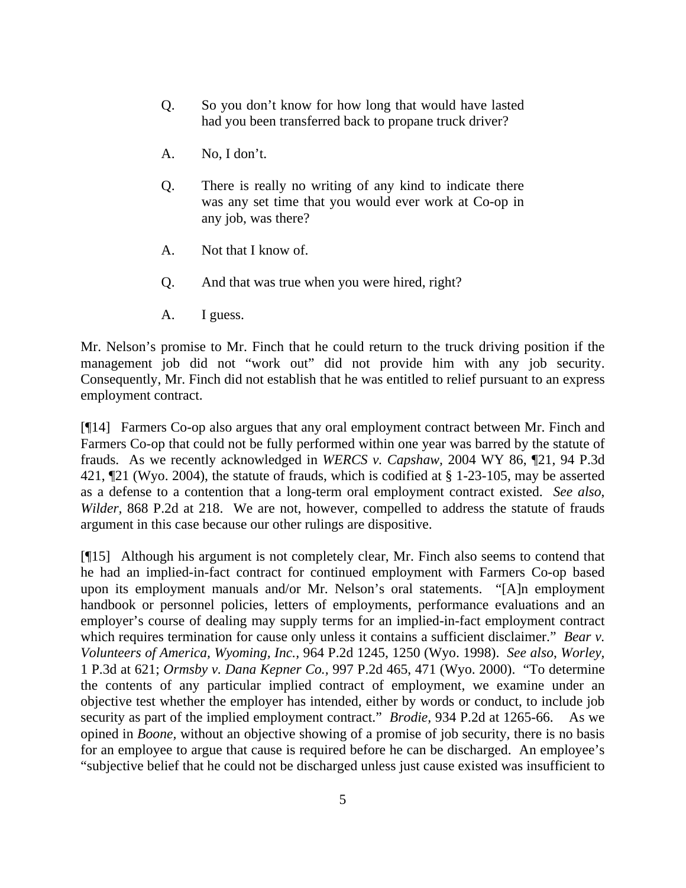> Q. So you don't know for how long that would have lasted had you been transferred back to propane truck driver?
>
> A. No, I don't.
>
> Q. There is really no writing of any kind to indicate there was any set time that you would ever work at Co-op in any job, was there?
>
> A. Not that I know of.
>
> Q. And that was true when you were hired, right?
>
> A. I guess.

Mr. Nelson's promise to Mr. Finch that he could return to the truck driving position if the management job did not "work out" did not provide him with any job security. Consequently, Mr. Finch did not establish that he was entitled to relief pursuant to an express employment contract.

[¶14] Farmers Co-op also argues that any oral employment contract between Mr. Finch and Farmers Co-op that could not be fully performed within one year was barred by the statute of frauds. As we recently acknowledged in *WERCS v. Capshaw*, 2004 WY 86, ¶21, 94 P.3d 421, ¶21 (Wyo. 2004), the statute of frauds, which is codified at § 1-23-105, may be asserted as a defense to a contention that a long-term oral employment contract existed. *See also*, *Wilder*, 868 P.2d at 218. We are not, however, compelled to address the statute of frauds argument in this case because our other rulings are dispositive.

[¶15] Although his argument is not completely clear, Mr. Finch also seems to contend that he had an implied-in-fact contract for continued employment with Farmers Co-op based upon its employment manuals and/or Mr. Nelson's oral statements. "[A]n employment handbook or personnel policies, letters of employments, performance evaluations and an employer's course of dealing may supply terms for an implied-in-fact employment contract which requires termination for cause only unless it contains a sufficient disclaimer." *Bear v. Volunteers of America, Wyoming, Inc.*, 964 P.2d 1245, 1250 (Wyo. 1998). *See also*, *Worley*, 1 P.3d at 621; *Ormsby v. Dana Kepner Co.*, 997 P.2d 465, 471 (Wyo. 2000). "To determine the contents of any particular implied contract of employment, we examine under an objective test whether the employer has intended, either by words or conduct, to include job security as part of the implied employment contract." *Brodie*, 934 P.2d at 1265-66. As we opined in *Boone*, without an objective showing of a promise of job security, there is no basis for an employee to argue that cause is required before he can be discharged. An employee's "subjective belief that he could not be discharged unless just cause existed was insufficient to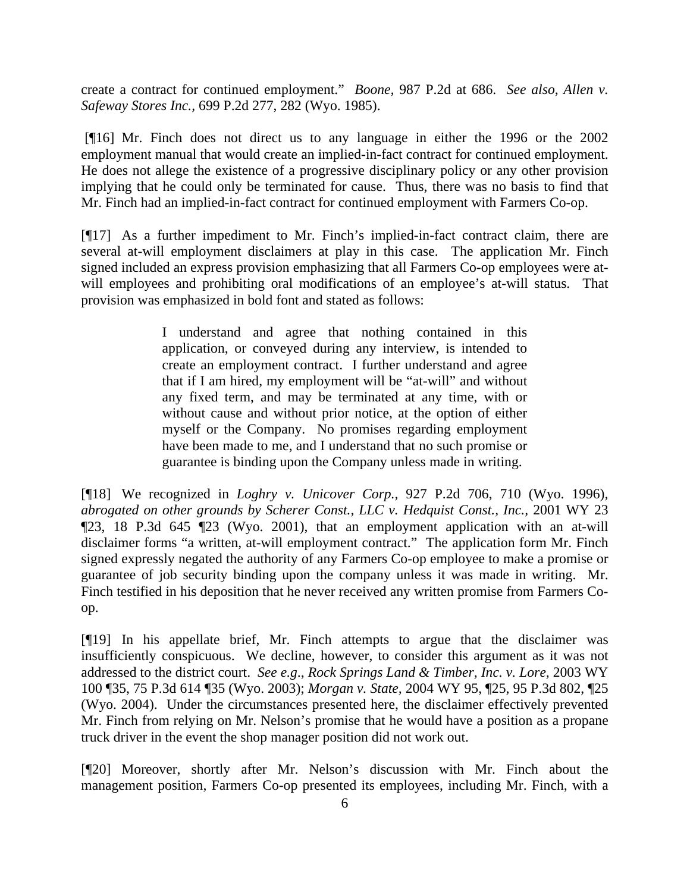create a contract for continued employment." *Boone*, 987 P.2d at 686. *See also*, *Allen v. Safeway Stores Inc.*, 699 P.2d 277, 282 (Wyo. 1985).

[¶16] Mr. Finch does not direct us to any language in either the 1996 or the 2002 employment manual that would create an implied-in-fact contract for continued employment. He does not allege the existence of a progressive disciplinary policy or any other provision implying that he could only be terminated for cause. Thus, there was no basis to find that Mr. Finch had an implied-in-fact contract for continued employment with Farmers Co-op.

[¶17] As a further impediment to Mr. Finch's implied-in-fact contract claim, there are several at-will employment disclaimers at play in this case. The application Mr. Finch signed included an express provision emphasizing that all Farmers Co-op employees were at-will employees and prohibiting oral modifications of an employee's at-will status. That provision was emphasized in bold font and stated as follows:

> I understand and agree that nothing contained in this application, or conveyed during any interview, is intended to create an employment contract. I further understand and agree that if I am hired, my employment will be "at-will" and without any fixed term, and may be terminated at any time, with or without cause and without prior notice, at the option of either myself or the Company. No promises regarding employment have been made to me, and I understand that no such promise or guarantee is binding upon the Company unless made in writing.

[¶18] We recognized in *Loghry v. Unicover Corp.*, 927 P.2d 706, 710 (Wyo. 1996), *abrogated on other grounds by Scherer Const., LLC v. Hedquist Const., Inc.*, 2001 WY 23 ¶23, 18 P.3d 645 ¶23 (Wyo. 2001), that an employment application with an at-will disclaimer forms "a written, at-will employment contract." The application form Mr. Finch signed expressly negated the authority of any Farmers Co-op employee to make a promise or guarantee of job security binding upon the company unless it was made in writing. Mr. Finch testified in his deposition that he never received any written promise from Farmers Co-op.

[¶19] In his appellate brief, Mr. Finch attempts to argue that the disclaimer was insufficiently conspicuous. We decline, however, to consider this argument as it was not addressed to the district court. *See e.g.*, *Rock Springs Land & Timber, Inc. v. Lore,* 2003 WY 100 ¶35, 75 P.3d 614 ¶35 (Wyo. 2003); *Morgan v. State,* 2004 WY 95, ¶25, 95 P.3d 802, ¶25 (Wyo. 2004). Under the circumstances presented here, the disclaimer effectively prevented Mr. Finch from relying on Mr. Nelson's promise that he would have a position as a propane truck driver in the event the shop manager position did not work out.

[¶20] Moreover, shortly after Mr. Nelson's discussion with Mr. Finch about the management position, Farmers Co-op presented its employees, including Mr. Finch, with a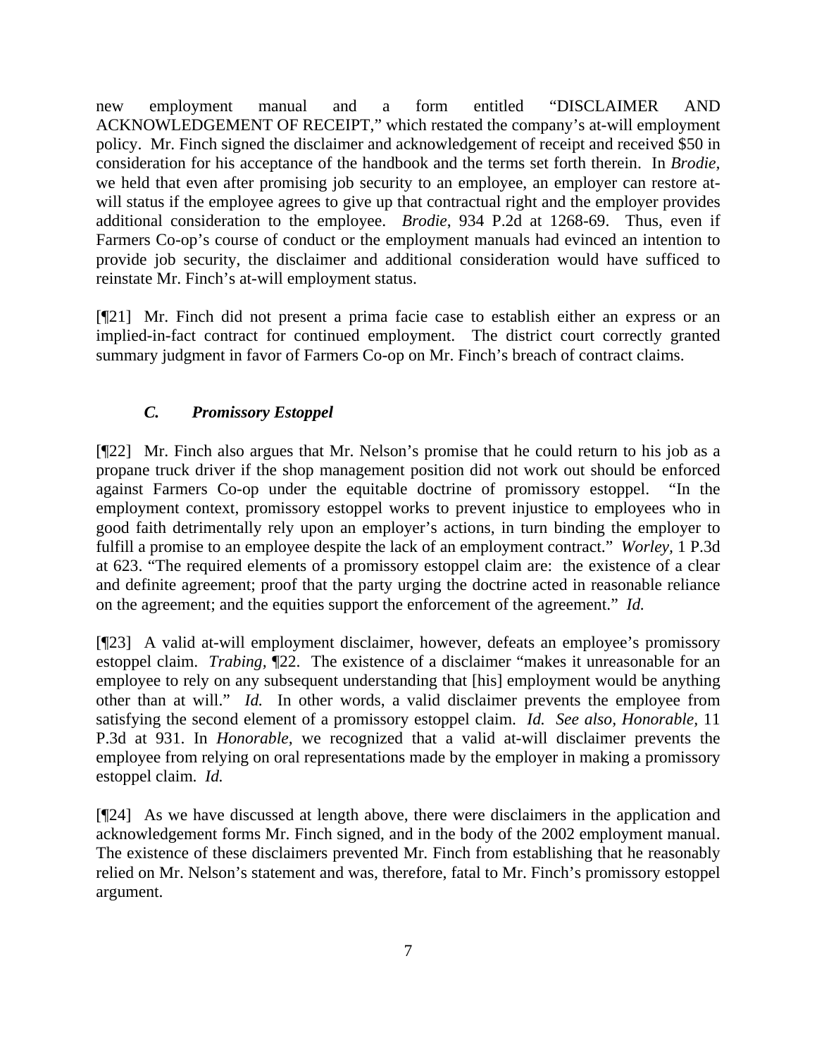new employment manual and a form entitled "DISCLAIMER AND ACKNOWLEDGEMENT OF RECEIPT," which restated the company's at-will employment policy. Mr. Finch signed the disclaimer and acknowledgement of receipt and received $50 in consideration for his acceptance of the handbook and the terms set forth therein. In *Brodie*, we held that even after promising job security to an employee, an employer can restore at-will status if the employee agrees to give up that contractual right and the employer provides additional consideration to the employee. *Brodie*, 934 P.2d at 1268-69. Thus, even if Farmers Co-op's course of conduct or the employment manuals had evinced an intention to provide job security, the disclaimer and additional consideration would have sufficed to reinstate Mr. Finch's at-will employment status.

[¶21] Mr. Finch did not present a prima facie case to establish either an express or an implied-in-fact contract for continued employment. The district court correctly granted summary judgment in favor of Farmers Co-op on Mr. Finch's breach of contract claims.

### *C. Promissory Estoppel*

[¶22] Mr. Finch also argues that Mr. Nelson's promise that he could return to his job as a propane truck driver if the shop management position did not work out should be enforced against Farmers Co-op under the equitable doctrine of promissory estoppel. "In the employment context, promissory estoppel works to prevent injustice to employees who in good faith detrimentally rely upon an employer's actions, in turn binding the employer to fulfill a promise to an employee despite the lack of an employment contract." *Worley*, 1 P.3d at 623. "The required elements of a promissory estoppel claim are: the existence of a clear and definite agreement; proof that the party urging the doctrine acted in reasonable reliance on the agreement; and the equities support the enforcement of the agreement." *Id.*

[¶23] A valid at-will employment disclaimer, however, defeats an employee's promissory estoppel claim. *Trabing*, ¶22. The existence of a disclaimer "makes it unreasonable for an employee to rely on any subsequent understanding that [his] employment would be anything other than at will." *Id.* In other words, a valid disclaimer prevents the employee from satisfying the second element of a promissory estoppel claim. *Id. See also, Honorable*, 11 P.3d at 931. In *Honorable,* we recognized that a valid at-will disclaimer prevents the employee from relying on oral representations made by the employer in making a promissory estoppel claim. *Id.*

[¶24] As we have discussed at length above, there were disclaimers in the application and acknowledgement forms Mr. Finch signed, and in the body of the 2002 employment manual. The existence of these disclaimers prevented Mr. Finch from establishing that he reasonably relied on Mr. Nelson's statement and was, therefore, fatal to Mr. Finch's promissory estoppel argument.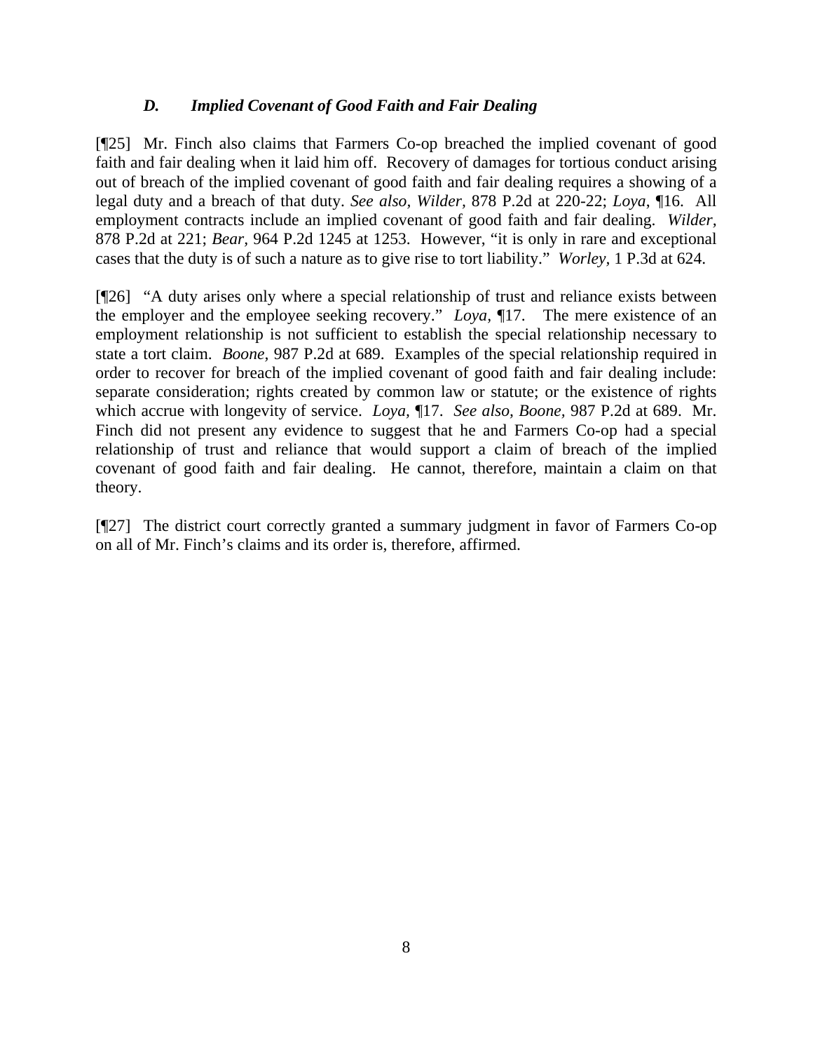### *D. Implied Covenant of Good Faith and Fair Dealing*

[¶25] Mr. Finch also claims that Farmers Co-op breached the implied covenant of good faith and fair dealing when it laid him off. Recovery of damages for tortious conduct arising out of breach of the implied covenant of good faith and fair dealing requires a showing of a legal duty and a breach of that duty. *See also, Wilder*, 878 P.2d at 220-22; *Loya*, ¶16. All employment contracts include an implied covenant of good faith and fair dealing. *Wilder*, 878 P.2d at 221; *Bear*, 964 P.2d 1245 at 1253. However, "it is only in rare and exceptional cases that the duty is of such a nature as to give rise to tort liability." *Worley*, 1 P.3d at 624.

[¶26] "A duty arises only where a special relationship of trust and reliance exists between the employer and the employee seeking recovery." *Loya*, ¶17. The mere existence of an employment relationship is not sufficient to establish the special relationship necessary to state a tort claim. *Boone*, 987 P.2d at 689. Examples of the special relationship required in order to recover for breach of the implied covenant of good faith and fair dealing include: separate consideration; rights created by common law or statute; or the existence of rights which accrue with longevity of service. *Loya*, ¶17. *See also, Boone*, 987 P.2d at 689. Mr. Finch did not present any evidence to suggest that he and Farmers Co-op had a special relationship of trust and reliance that would support a claim of breach of the implied covenant of good faith and fair dealing. He cannot, therefore, maintain a claim on that theory.

[¶27] The district court correctly granted a summary judgment in favor of Farmers Co-op on all of Mr. Finch's claims and its order is, therefore, affirmed.